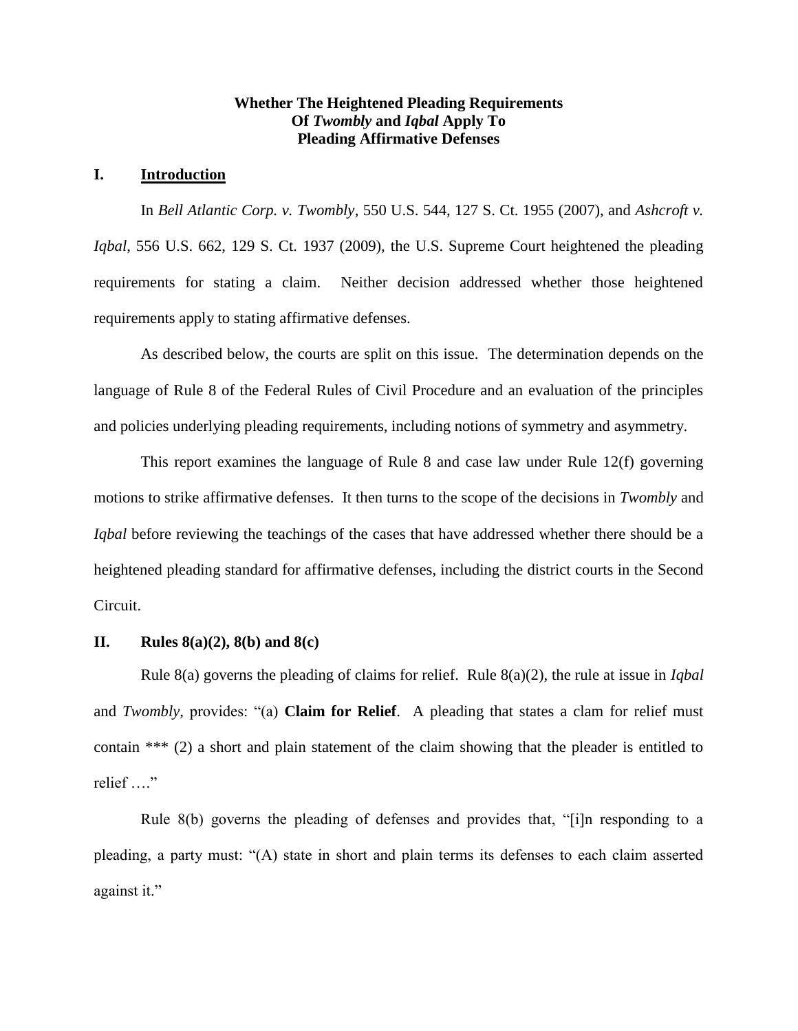# Whether The Heightened Pleading Requirements Of *Twombly* and *Iqbal* Apply To Pleading Affirmative Defenses

## I. Introduction

In *Bell Atlantic Corp. v. Twombly*, 550 U.S. 544, 127 S. Ct. 1955 (2007), and *Ashcroft v. Iqbal*, 556 U.S. 662, 129 S. Ct. 1937 (2009), the U.S. Supreme Court heightened the pleading requirements for stating a claim. Neither decision addressed whether those heightened requirements apply to stating affirmative defenses.

As described below, the courts are split on this issue. The determination depends on the language of Rule 8 of the Federal Rules of Civil Procedure and an evaluation of the principles and policies underlying pleading requirements, including notions of symmetry and asymmetry.

This report examines the language of Rule 8 and case law under Rule 12(f) governing motions to strike affirmative defenses. It then turns to the scope of the decisions in *Twombly* and *Iqbal* before reviewing the teachings of the cases that have addressed whether there should be a heightened pleading standard for affirmative defenses, including the district courts in the Second Circuit.

## II. Rules 8(a)(2), 8(b) and 8(c)

Rule 8(a) governs the pleading of claims for relief. Rule 8(a)(2), the rule at issue in *Iqbal* and *Twombly,* provides: "(a) **Claim for Relief**. A pleading that states a clam for relief must contain *** (2) a short and plain statement of the claim showing that the pleader is entitled to relief …."

Rule 8(b) governs the pleading of defenses and provides that, "[i]n responding to a pleading, a party must: "(A) state in short and plain terms its defenses to each claim asserted against it."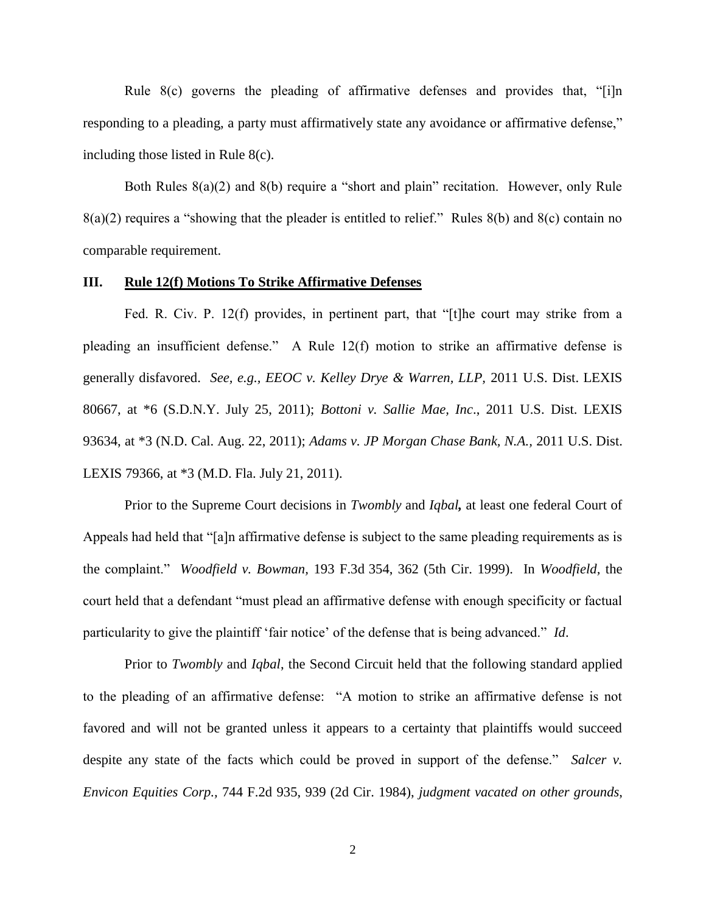Rule 8(c) governs the pleading of affirmative defenses and provides that, "[i]n responding to a pleading, a party must affirmatively state any avoidance or affirmative defense," including those listed in Rule 8(c).

Both Rules 8(a)(2) and 8(b) require a "short and plain" recitation. However, only Rule 8(a)(2) requires a "showing that the pleader is entitled to relief." Rules 8(b) and 8(c) contain no comparable requirement.

## III. Rule 12(f) Motions To Strike Affirmative Defenses

Fed. R. Civ. P. 12(f) provides, in pertinent part, that "[t]he court may strike from a pleading an insufficient defense." A Rule 12(f) motion to strike an affirmative defense is generally disfavored. *See, e.g., EEOC v. Kelley Drye & Warren, LLP*, 2011 U.S. Dist. LEXIS 80667, at *6 (S.D.N.Y. July 25, 2011); *Bottoni v. Sallie Mae, Inc*., 2011 U.S. Dist. LEXIS 93634, at *3 (N.D. Cal. Aug. 22, 2011); *Adams v. JP Morgan Chase Bank, N.A.*, 2011 U.S. Dist. LEXIS 79366, at *3 (M.D. Fla. July 21, 2011).

Prior to the Supreme Court decisions in *Twombly* and ***Iqbal*,** at least one federal Court of Appeals had held that "[a]n affirmative defense is subject to the same pleading requirements as is the complaint." *Woodfield v. Bowman*, 193 F.3d 354, 362 (5th Cir. 1999). In *Woodfield*, the court held that a defendant "must plead an affirmative defense with enough specificity or factual particularity to give the plaintiff 'fair notice' of the defense that is being advanced." *Id*.

Prior to *Twombly* and *Iqbal*, the Second Circuit held that the following standard applied to the pleading of an affirmative defense: "A motion to strike an affirmative defense is not favored and will not be granted unless it appears to a certainty that plaintiffs would succeed despite any state of the facts which could be proved in support of the defense." *Salcer v. Envicon Equities Corp.*, 744 F.2d 935, 939 (2d Cir. 1984), *judgment vacated on other grounds*,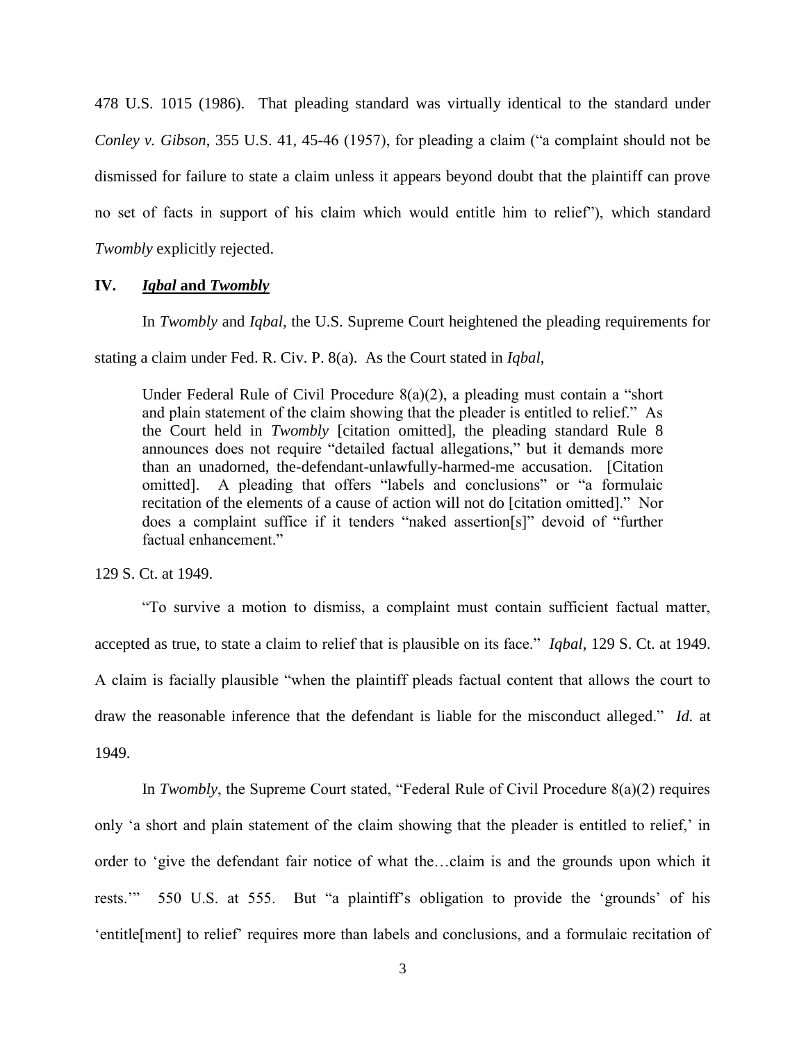478 U.S. 1015 (1986). That pleading standard was virtually identical to the standard under *Conley v. Gibson*, 355 U.S. 41, 45-46 (1957), for pleading a claim ("a complaint should not be dismissed for failure to state a claim unless it appears beyond doubt that the plaintiff can prove no set of facts in support of his claim which would entitle him to relief"), which standard *Twombly* explicitly rejected.

## IV. *Iqbal* and *Twombly*

In *Twombly* and *Iqbal*, the U.S. Supreme Court heightened the pleading requirements for stating a claim under Fed. R. Civ. P. 8(a). As the Court stated in *Iqbal*,

> Under Federal Rule of Civil Procedure 8(a)(2), a pleading must contain a "short and plain statement of the claim showing that the pleader is entitled to relief." As the Court held in *Twombly* [citation omitted], the pleading standard Rule 8 announces does not require "detailed factual allegations," but it demands more than an unadorned, the-defendant-unlawfully-harmed-me accusation. [Citation omitted]. A pleading that offers "labels and conclusions" or "a formulaic recitation of the elements of a cause of action will not do [citation omitted]." Nor does a complaint suffice if it tenders "naked assertion[s]" devoid of "further factual enhancement."

129 S. Ct. at 1949.

"To survive a motion to dismiss, a complaint must contain sufficient factual matter, accepted as true, to state a claim to relief that is plausible on its face." *Iqbal*, 129 S. Ct. at 1949. A claim is facially plausible "when the plaintiff pleads factual content that allows the court to draw the reasonable inference that the defendant is liable for the misconduct alleged." *Id.* at 1949.

In *Twombly*, the Supreme Court stated, "Federal Rule of Civil Procedure 8(a)(2) requires only 'a short and plain statement of the claim showing that the pleader is entitled to relief,' in order to 'give the defendant fair notice of what the…claim is and the grounds upon which it rests.'" 550 U.S. at 555. But "a plaintiff's obligation to provide the 'grounds' of his 'entitle[ment] to relief' requires more than labels and conclusions, and a formulaic recitation of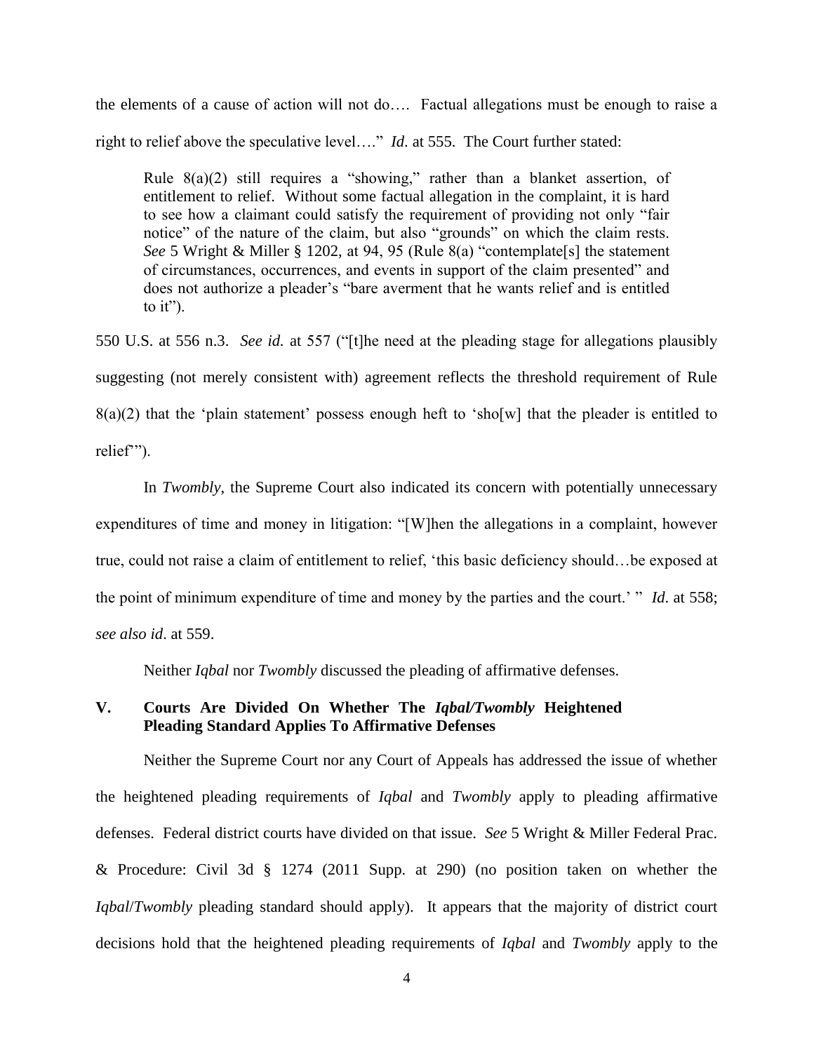the elements of a cause of action will not do…. Factual allegations must be enough to raise a right to relief above the speculative level…." *Id.* at 555. The Court further stated:

> Rule 8(a)(2) still requires a "showing," rather than a blanket assertion, of entitlement to relief. Without some factual allegation in the complaint, it is hard to see how a claimant could satisfy the requirement of providing not only "fair notice" of the nature of the claim, but also "grounds" on which the claim rests. *See* 5 Wright & Miller § 1202, at 94, 95 (Rule 8(a) "contemplate[s] the statement of circumstances, occurrences, and events in support of the claim presented" and does not authorize a pleader's "bare averment that he wants relief and is entitled to it").

550 U.S. at 556 n.3. *See id.* at 557 ("[t]he need at the pleading stage for allegations plausibly suggesting (not merely consistent with) agreement reflects the threshold requirement of Rule 8(a)(2) that the 'plain statement' possess enough heft to 'sho[w] that the pleader is entitled to relief'").

In *Twombly*, the Supreme Court also indicated its concern with potentially unnecessary expenditures of time and money in litigation: "[W]hen the allegations in a complaint, however true, could not raise a claim of entitlement to relief, 'this basic deficiency should…be exposed at the point of minimum expenditure of time and money by the parties and the court.' " *Id*. at 558; *see also id*. at 559.

Neither *Iqbal* nor *Twombly* discussed the pleading of affirmative defenses.

## V. Courts Are Divided On Whether The *Iqbal/Twombly* Heightened Pleading Standard Applies To Affirmative Defenses

Neither the Supreme Court nor any Court of Appeals has addressed the issue of whether the heightened pleading requirements of *Iqbal* and *Twombly* apply to pleading affirmative defenses. Federal district courts have divided on that issue. *See* 5 Wright & Miller Federal Prac. & Procedure: Civil 3d § 1274 (2011 Supp. at 290) (no position taken on whether the *Iqbal*/*Twombly* pleading standard should apply). It appears that the majority of district court decisions hold that the heightened pleading requirements of *Iqbal* and *Twombly* apply to the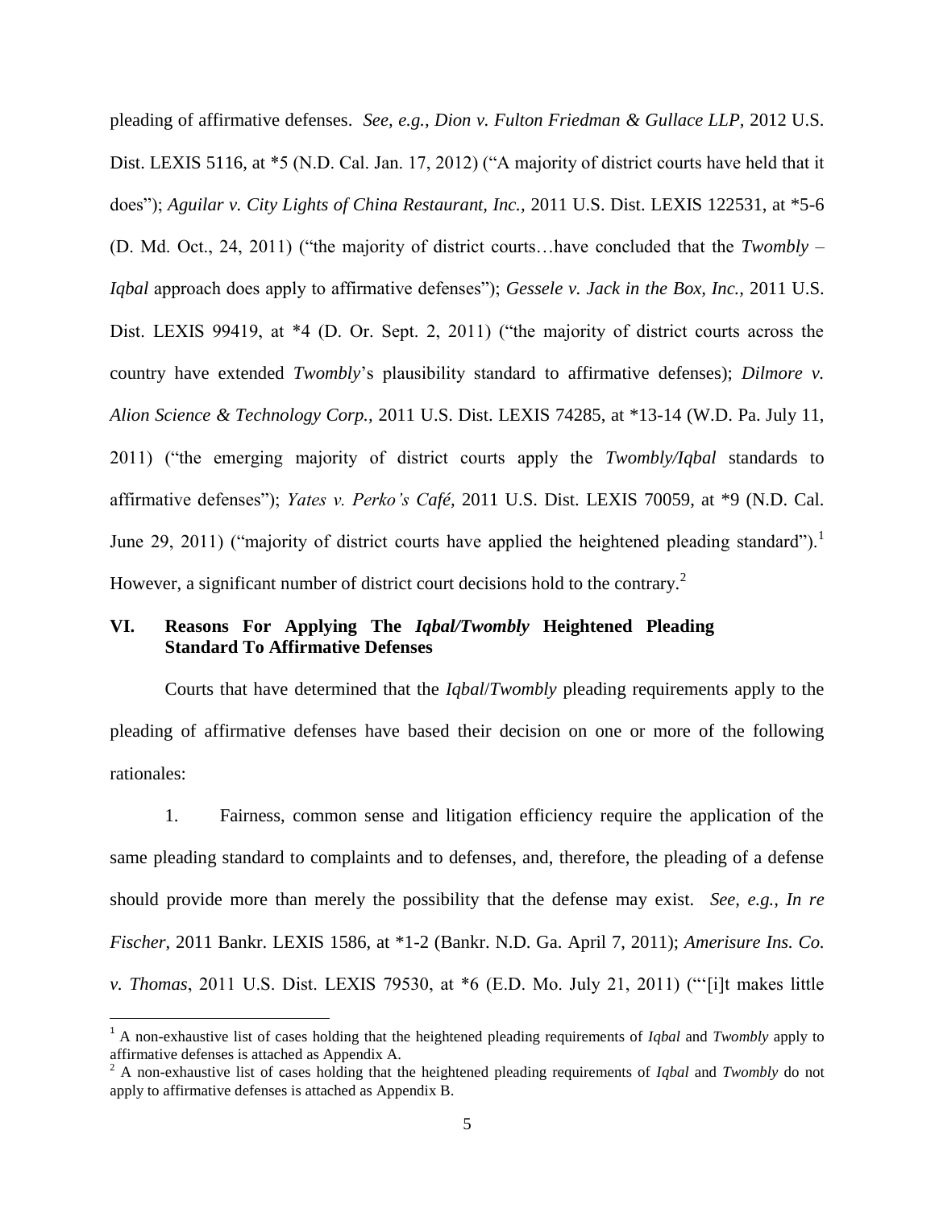pleading of affirmative defenses. *See, e.g.*, *Dion v. Fulton Friedman & Gullace LLP*, 2012 U.S. Dist. LEXIS 5116, at *5 (N.D. Cal. Jan. 17, 2012) ("A majority of district courts have held that it does"); *Aguilar v. City Lights of China Restaurant, Inc.*, 2011 U.S. Dist. LEXIS 122531, at *5-6 (D. Md. Oct., 24, 2011) ("the majority of district courts…have concluded that the *Twombly* – *Iqbal* approach does apply to affirmative defenses"); *Gessele v. Jack in the Box, Inc.*, 2011 U.S. Dist. LEXIS 99419, at *4 (D. Or. Sept. 2, 2011) ("the majority of district courts across the country have extended *Twombly*'s plausibility standard to affirmative defenses); *Dilmore v. Alion Science & Technology Corp.*, 2011 U.S. Dist. LEXIS 74285, at *13-14 (W.D. Pa. July 11, 2011) ("the emerging majority of district courts apply the *Twombly/Iqbal* standards to affirmative defenses"); *Yates v. Perko's Café*, 2011 U.S. Dist. LEXIS 70059, at *9 (N.D. Cal. June 29, 2011) ("majority of district courts have applied the heightened pleading standard").[1] However, a significant number of district court decisions hold to the contrary.[2]

## VI. Reasons For Applying The *Iqbal/Twombly* Heightened Pleading Standard To Affirmative Defenses

Courts that have determined that the *Iqbal*/*Twombly* pleading requirements apply to the pleading of affirmative defenses have based their decision on one or more of the following rationales:

1. Fairness, common sense and litigation efficiency require the application of the same pleading standard to complaints and to defenses, and, therefore, the pleading of a defense should provide more than merely the possibility that the defense may exist. *See, e.g., In re Fischer*, 2011 Bankr. LEXIS 1586, at *1-2 (Bankr. N.D. Ga. April 7, 2011); *Amerisure Ins. Co. v. Thomas*, 2011 U.S. Dist. LEXIS 79530, at *6 (E.D. Mo. July 21, 2011) ("'[i]t makes little

---

[1] A non-exhaustive list of cases holding that the heightened pleading requirements of *Iqbal* and *Twombly* apply to affirmative defenses is attached as Appendix A.

[2] A non-exhaustive list of cases holding that the heightened pleading requirements of *Iqbal* and *Twombly* do not apply to affirmative defenses is attached as Appendix B.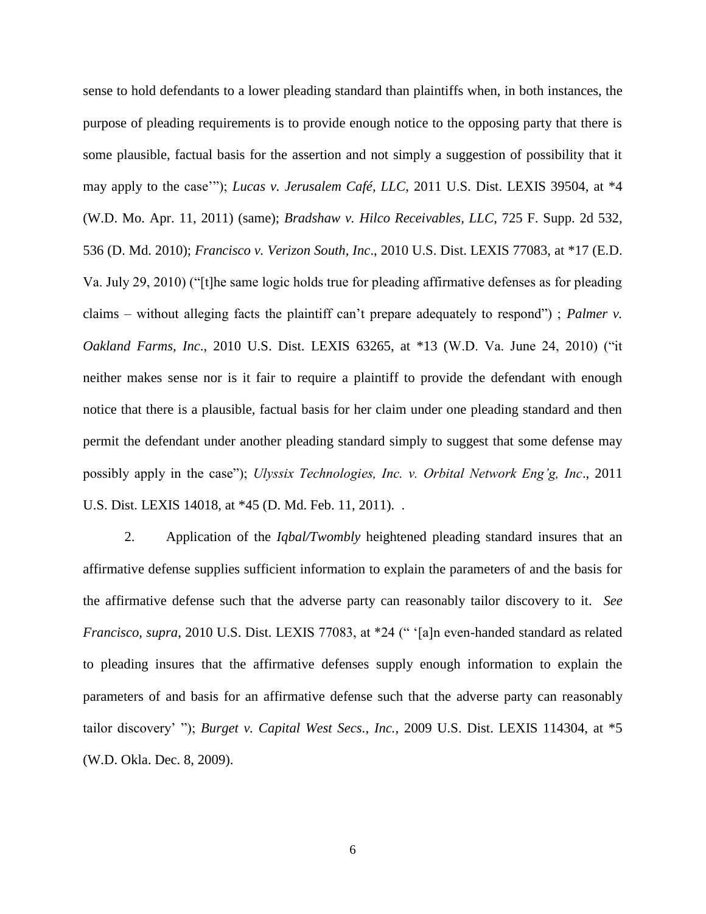sense to hold defendants to a lower pleading standard than plaintiffs when, in both instances, the purpose of pleading requirements is to provide enough notice to the opposing party that there is some plausible, factual basis for the assertion and not simply a suggestion of possibility that it may apply to the case'"); *Lucas v. Jerusalem Café, LLC*, 2011 U.S. Dist. LEXIS 39504, at *4 (W.D. Mo. Apr. 11, 2011) (same); *Bradshaw v. Hilco Receivables, LLC*, 725 F. Supp. 2d 532, 536 (D. Md. 2010); *Francisco v. Verizon South, Inc*., 2010 U.S. Dist. LEXIS 77083, at *17 (E.D. Va. July 29, 2010) ("[t]he same logic holds true for pleading affirmative defenses as for pleading claims – without alleging facts the plaintiff can't prepare adequately to respond") ; *Palmer v. Oakland Farms, Inc*., 2010 U.S. Dist. LEXIS 63265, at *13 (W.D. Va. June 24, 2010) ("it neither makes sense nor is it fair to require a plaintiff to provide the defendant with enough notice that there is a plausible, factual basis for her claim under one pleading standard and then permit the defendant under another pleading standard simply to suggest that some defense may possibly apply in the case"); *Ulyssix Technologies, Inc. v. Orbital Network Eng'g, Inc*., 2011 U.S. Dist. LEXIS 14018, at *45 (D. Md. Feb. 11, 2011). .

2. Application of the *Iqbal/Twombly* heightened pleading standard insures that an affirmative defense supplies sufficient information to explain the parameters of and the basis for the affirmative defense such that the adverse party can reasonably tailor discovery to it. *See Francisco, supra*, 2010 U.S. Dist. LEXIS 77083, at *24 (" '[a]n even-handed standard as related to pleading insures that the affirmative defenses supply enough information to explain the parameters of and basis for an affirmative defense such that the adverse party can reasonably tailor discovery' "); *Burget v. Capital West Secs., Inc.*, 2009 U.S. Dist. LEXIS 114304, at *5 (W.D. Okla. Dec. 8, 2009).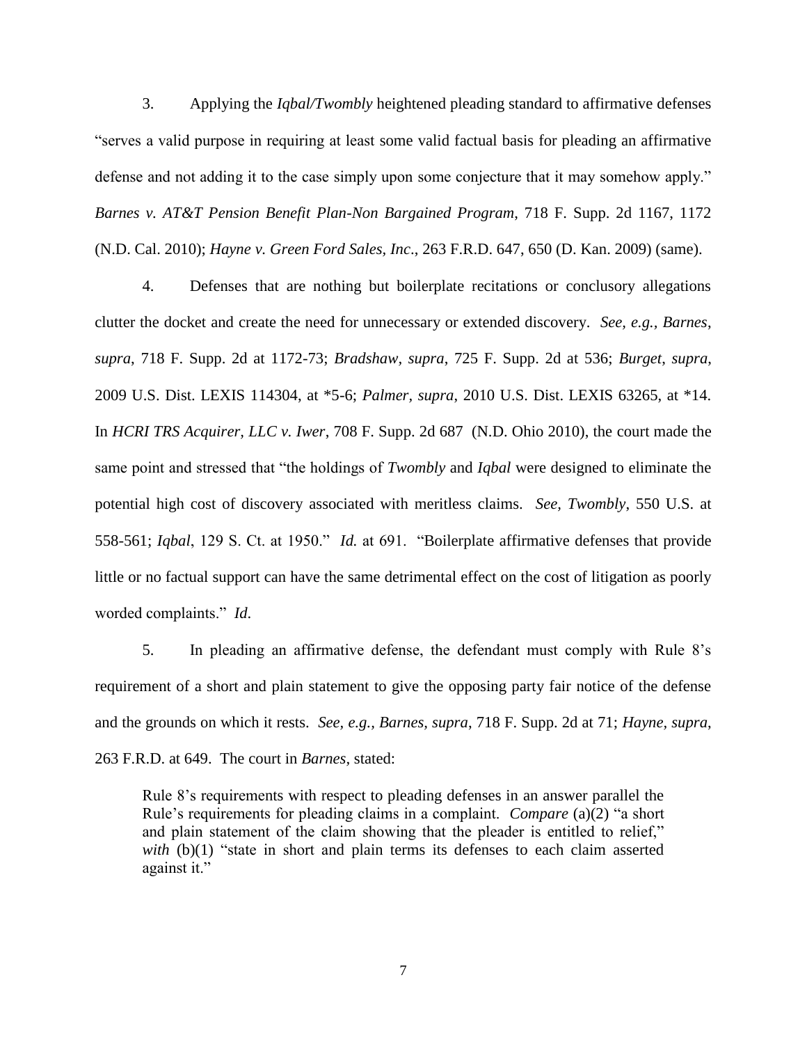3. Applying the *Iqbal/Twombly* heightened pleading standard to affirmative defenses "serves a valid purpose in requiring at least some valid factual basis for pleading an affirmative defense and not adding it to the case simply upon some conjecture that it may somehow apply." *Barnes v. AT&T Pension Benefit Plan-Non Bargained Program*, 718 F. Supp. 2d 1167, 1172 (N.D. Cal. 2010); *Hayne v. Green Ford Sales, Inc*., 263 F.R.D. 647, 650 (D. Kan. 2009) (same).

4. Defenses that are nothing but boilerplate recitations or conclusory allegations clutter the docket and create the need for unnecessary or extended discovery. *See, e.g.*, *Barnes*, *supra*, 718 F. Supp. 2d at 1172-73; *Bradshaw*, *supra*, 725 F. Supp. 2d at 536; *Burget*, *supra*, 2009 U.S. Dist. LEXIS 114304, at \*5-6; *Palmer, supra*, 2010 U.S. Dist. LEXIS 63265, at \*14. In *HCRI TRS Acquirer, LLC v. Iwer*, 708 F. Supp. 2d 687 (N.D. Ohio 2010), the court made the same point and stressed that "the holdings of *Twombly* and *Iqbal* were designed to eliminate the potential high cost of discovery associated with meritless claims. *See, Twombly*, 550 U.S. at 558-561; *Iqbal*, 129 S. Ct. at 1950." *Id.* at 691. "Boilerplate affirmative defenses that provide little or no factual support can have the same detrimental effect on the cost of litigation as poorly worded complaints." *Id*.

5. In pleading an affirmative defense, the defendant must comply with Rule 8's requirement of a short and plain statement to give the opposing party fair notice of the defense and the grounds on which it rests. *See, e.g., Barnes, supra*, 718 F. Supp. 2d at 71; *Hayne, supra,* 263 F.R.D. at 649. The court in *Barnes,* stated:

> Rule 8's requirements with respect to pleading defenses in an answer parallel the Rule's requirements for pleading claims in a complaint. *Compare* (a)(2) "a short and plain statement of the claim showing that the pleader is entitled to relief," *with* (b)(1) "state in short and plain terms its defenses to each claim asserted against it."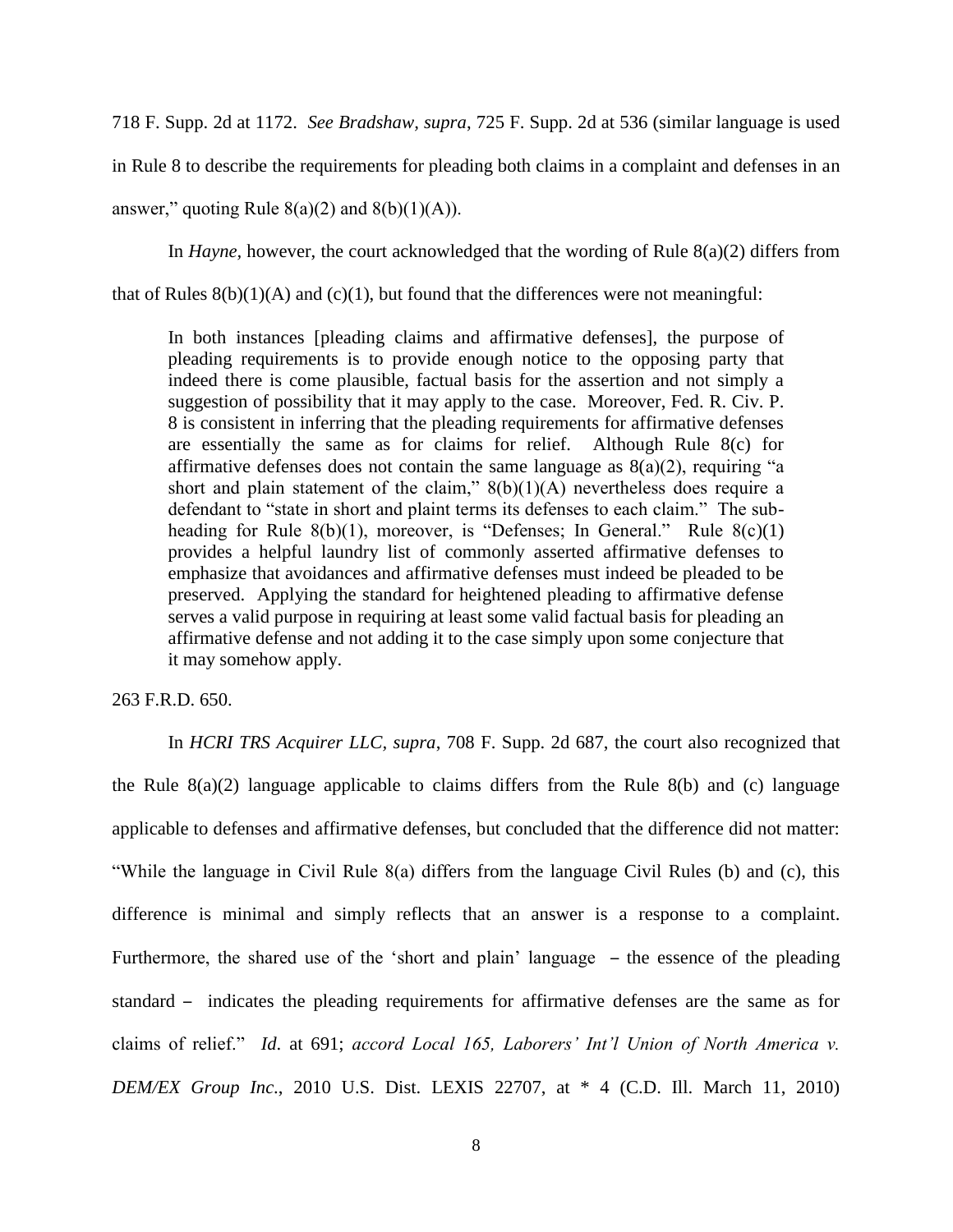718 F. Supp. 2d at 1172. *See Bradshaw, supra*, 725 F. Supp. 2d at 536 (similar language is used in Rule 8 to describe the requirements for pleading both claims in a complaint and defenses in an answer," quoting Rule 8(a)(2) and 8(b)(1)(A)).

In *Hayne,* however, the court acknowledged that the wording of Rule 8(a)(2) differs from that of Rules 8(b)(1)(A) and (c)(1), but found that the differences were not meaningful:

> In both instances [pleading claims and affirmative defenses], the purpose of pleading requirements is to provide enough notice to the opposing party that indeed there is come plausible, factual basis for the assertion and not simply a suggestion of possibility that it may apply to the case. Moreover, Fed. R. Civ. P. 8 is consistent in inferring that the pleading requirements for affirmative defenses are essentially the same as for claims for relief. Although Rule 8(c) for affirmative defenses does not contain the same language as 8(a)(2), requiring "a short and plain statement of the claim," 8(b)(1)(A) nevertheless does require a defendant to "state in short and plaint terms its defenses to each claim." The sub-heading for Rule 8(b)(1), moreover, is "Defenses; In General." Rule 8(c)(1) provides a helpful laundry list of commonly asserted affirmative defenses to emphasize that avoidances and affirmative defenses must indeed be pleaded to be preserved. Applying the standard for heightened pleading to affirmative defense serves a valid purpose in requiring at least some valid factual basis for pleading an affirmative defense and not adding it to the case simply upon some conjecture that it may somehow apply.

263 F.R.D. 650.

In *HCRI TRS Acquirer LLC, supra*, 708 F. Supp. 2d 687, the court also recognized that the Rule 8(a)(2) language applicable to claims differs from the Rule 8(b) and (c) language applicable to defenses and affirmative defenses, but concluded that the difference did not matter: "While the language in Civil Rule 8(a) differs from the language Civil Rules (b) and (c), this difference is minimal and simply reflects that an answer is a response to a complaint. Furthermore, the shared use of the 'short and plain' language – the essence of the pleading standard – indicates the pleading requirements for affirmative defenses are the same as for claims of relief." *Id.* at 691; *accord Local 165, Laborers' Int'l Union of North America v. DEM/EX Group Inc.*, 2010 U.S. Dist. LEXIS 22707, at * 4 (C.D. Ill. March 11, 2010)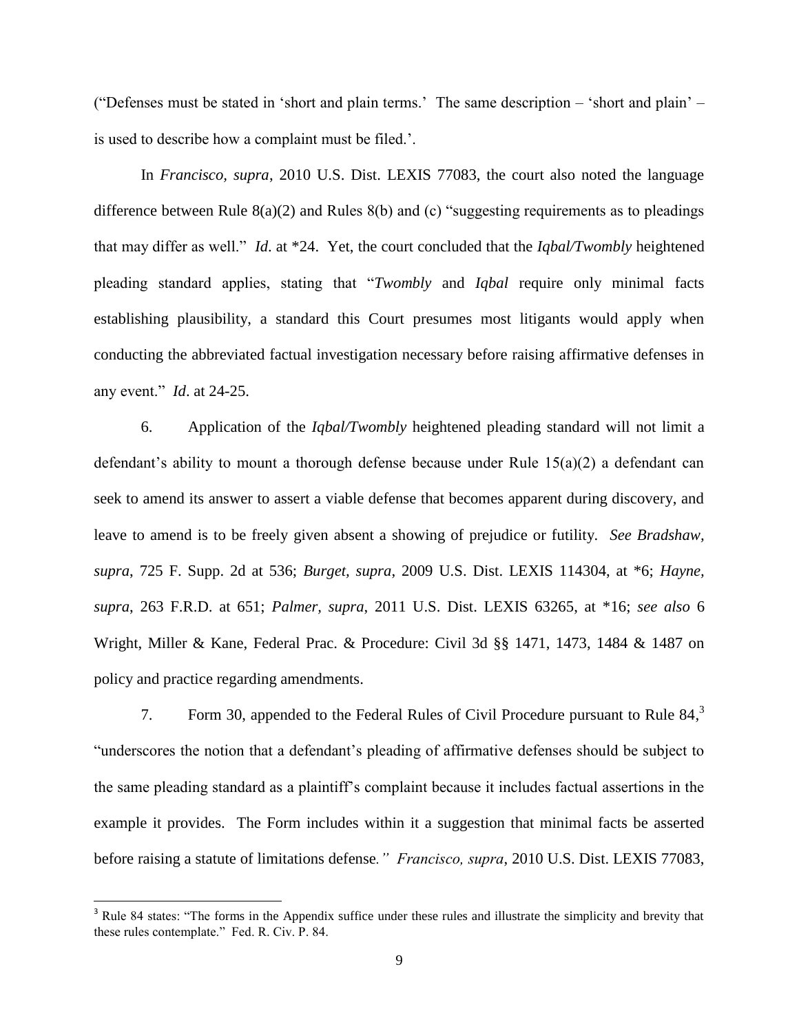("Defenses must be stated in 'short and plain terms.' The same description – 'short and plain' – is used to describe how a complaint must be filed.'.

In *Francisco, supra*, 2010 U.S. Dist. LEXIS 77083, the court also noted the language difference between Rule 8(a)(2) and Rules 8(b) and (c) "suggesting requirements as to pleadings that may differ as well." *Id*. at *24. Yet, the court concluded that the *Iqbal/Twombly* heightened pleading standard applies, stating that "*Twombly* and *Iqbal* require only minimal facts establishing plausibility, a standard this Court presumes most litigants would apply when conducting the abbreviated factual investigation necessary before raising affirmative defenses in any event." *Id*. at 24-25.

6. Application of the *Iqbal/Twombly* heightened pleading standard will not limit a defendant's ability to mount a thorough defense because under Rule 15(a)(2) a defendant can seek to amend its answer to assert a viable defense that becomes apparent during discovery, and leave to amend is to be freely given absent a showing of prejudice or futility. *See Bradshaw, supra*, 725 F. Supp. 2d at 536; *Burget, supra*, 2009 U.S. Dist. LEXIS 114304, at *6; *Hayne, supra*, 263 F.R.D. at 651; *Palmer, supra*, 2011 U.S. Dist. LEXIS 63265, at *16; *see also* 6 Wright, Miller & Kane, Federal Prac. & Procedure: Civil 3d §§ 1471, 1473, 1484 & 1487 on policy and practice regarding amendments.

7. Form 30, appended to the Federal Rules of Civil Procedure pursuant to Rule 84,[3] "underscores the notion that a defendant's pleading of affirmative defenses should be subject to the same pleading standard as a plaintiff's complaint because it includes factual assertions in the example it provides. The Form includes within it a suggestion that minimal facts be asserted before raising a statute of limitations defense*." Francisco, supra*, 2010 U.S. Dist. LEXIS 77083,

[3] Rule 84 states: "The forms in the Appendix suffice under these rules and illustrate the simplicity and brevity that these rules contemplate." Fed. R. Civ. P. 84.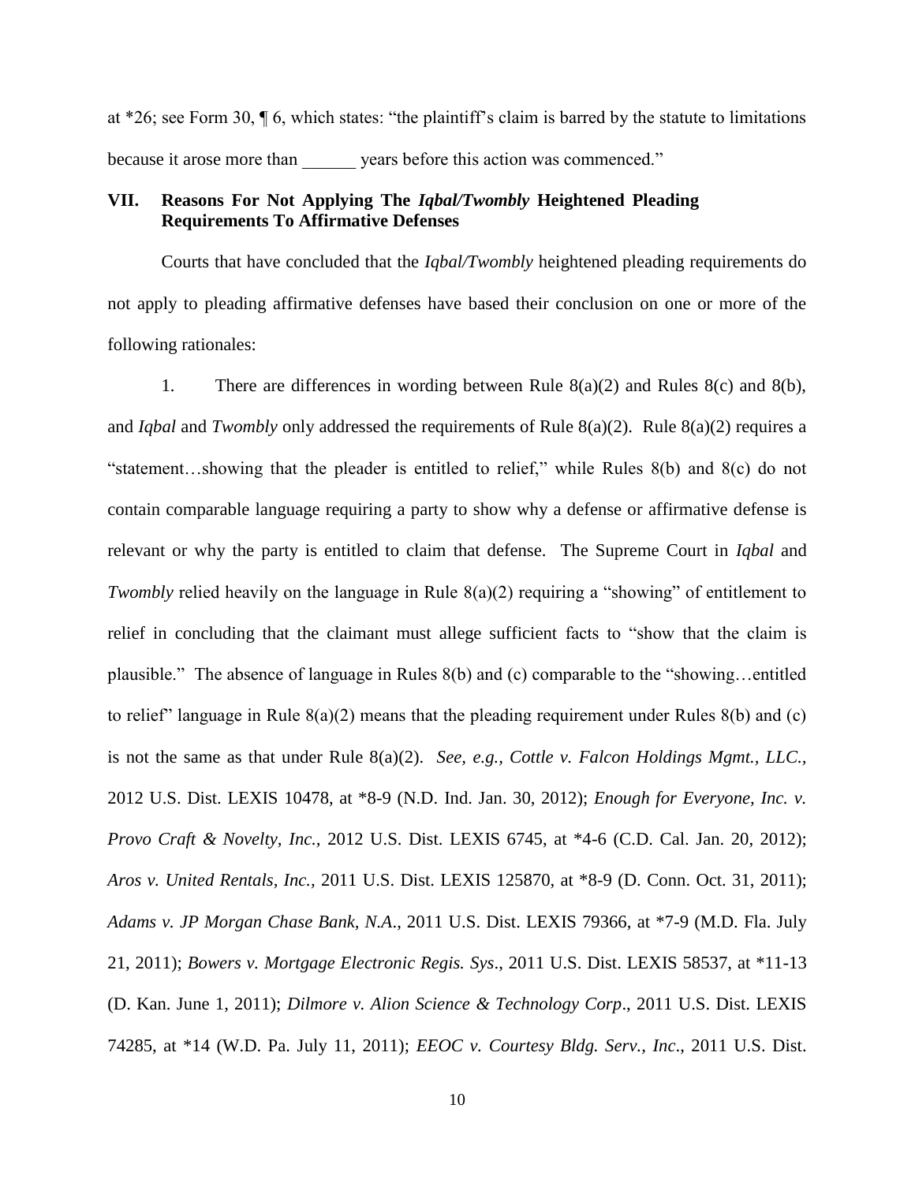at *26; see Form 30, ¶ 6, which states: "the plaintiff's claim is barred by the statute to limitations because it arose more than ______ years before this action was commenced."

## VII. Reasons For Not Applying The *Iqbal/Twombly* Heightened Pleading Requirements To Affirmative Defenses

Courts that have concluded that the *Iqbal/Twombly* heightened pleading requirements do not apply to pleading affirmative defenses have based their conclusion on one or more of the following rationales:

1. There are differences in wording between Rule 8(a)(2) and Rules 8(c) and 8(b), and *Iqbal* and *Twombly* only addressed the requirements of Rule 8(a)(2). Rule 8(a)(2) requires a "statement…showing that the pleader is entitled to relief," while Rules 8(b) and 8(c) do not contain comparable language requiring a party to show why a defense or affirmative defense is relevant or why the party is entitled to claim that defense. The Supreme Court in *Iqbal* and *Twombly* relied heavily on the language in Rule 8(a)(2) requiring a "showing" of entitlement to relief in concluding that the claimant must allege sufficient facts to "show that the claim is plausible." The absence of language in Rules 8(b) and (c) comparable to the "showing…entitled to relief" language in Rule 8(a)(2) means that the pleading requirement under Rules 8(b) and (c) is not the same as that under Rule 8(a)(2). *See, e.g., Cottle v. Falcon Holdings Mgmt., LLC.*, 2012 U.S. Dist. LEXIS 10478, at *8-9 (N.D. Ind. Jan. 30, 2012); *Enough for Everyone, Inc. v. Provo Craft & Novelty, Inc.*, 2012 U.S. Dist. LEXIS 6745, at *4-6 (C.D. Cal. Jan. 20, 2012); *Aros v. United Rentals, Inc.*, 2011 U.S. Dist. LEXIS 125870, at *8-9 (D. Conn. Oct. 31, 2011); *Adams v. JP Morgan Chase Bank, N.A*., 2011 U.S. Dist. LEXIS 79366, at *7-9 (M.D. Fla. July 21, 2011); *Bowers v. Mortgage Electronic Regis. Sys*., 2011 U.S. Dist. LEXIS 58537, at *11-13 (D. Kan. June 1, 2011); *Dilmore v. Alion Science & Technology Corp*., 2011 U.S. Dist. LEXIS 74285, at *14 (W.D. Pa. July 11, 2011); *EEOC v. Courtesy Bldg. Serv., Inc*., 2011 U.S. Dist.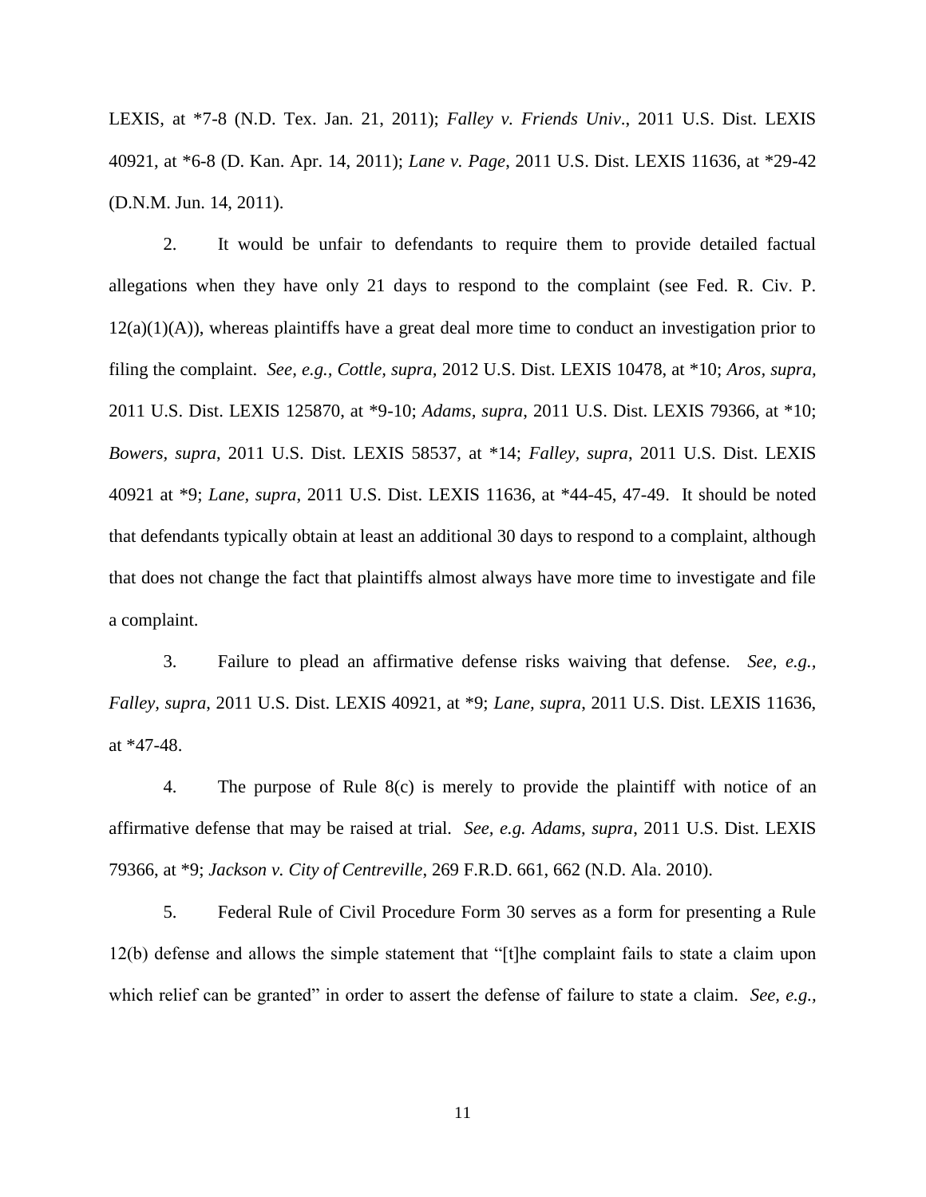LEXIS, at *7-8 (N.D. Tex. Jan. 21, 2011); *Falley v. Friends Univ*., 2011 U.S. Dist. LEXIS 40921, at *6-8 (D. Kan. Apr. 14, 2011); *Lane v. Page*, 2011 U.S. Dist. LEXIS 11636, at *29-42 (D.N.M. Jun. 14, 2011).

2. It would be unfair to defendants to require them to provide detailed factual allegations when they have only 21 days to respond to the complaint (see Fed. R. Civ. P. 12(a)(1)(A)), whereas plaintiffs have a great deal more time to conduct an investigation prior to filing the complaint. *See, e.g., Cottle, supra,* 2012 U.S. Dist. LEXIS 10478, at *10; *Aros, supra,* 2011 U.S. Dist. LEXIS 125870, at *9-10; *Adams, supra*, 2011 U.S. Dist. LEXIS 79366, at *10; *Bowers, supra*, 2011 U.S. Dist. LEXIS 58537, at *14; *Falley, supra*, 2011 U.S. Dist. LEXIS 40921 at *9; *Lane, supra*, 2011 U.S. Dist. LEXIS 11636, at *44-45, 47-49. It should be noted that defendants typically obtain at least an additional 30 days to respond to a complaint, although that does not change the fact that plaintiffs almost always have more time to investigate and file a complaint.

3. Failure to plead an affirmative defense risks waiving that defense. *See, e.g., Falley, supra*, 2011 U.S. Dist. LEXIS 40921, at *9; *Lane, supra*, 2011 U.S. Dist. LEXIS 11636, at *47-48.

4. The purpose of Rule 8(c) is merely to provide the plaintiff with notice of an affirmative defense that may be raised at trial. *See, e.g. Adams, supra*, 2011 U.S. Dist. LEXIS 79366, at *9; *Jackson v. City of Centreville*, 269 F.R.D. 661, 662 (N.D. Ala. 2010).

5. Federal Rule of Civil Procedure Form 30 serves as a form for presenting a Rule 12(b) defense and allows the simple statement that "[t]he complaint fails to state a claim upon which relief can be granted" in order to assert the defense of failure to state a claim. *See, e.g.,*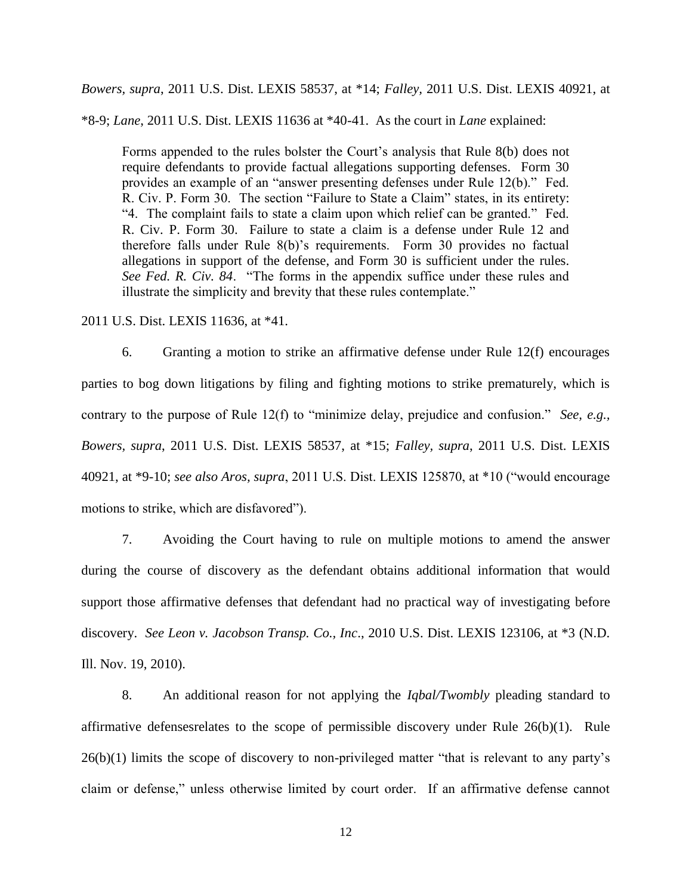*Bowers, supra*, 2011 U.S. Dist. LEXIS 58537, at *14; *Falley*, 2011 U.S. Dist. LEXIS 40921, at *8-9; *Lane*, 2011 U.S. Dist. LEXIS 11636 at *40-41. As the court in *Lane* explained:

> Forms appended to the rules bolster the Court's analysis that Rule 8(b) does not require defendants to provide factual allegations supporting defenses. Form 30 provides an example of an "answer presenting defenses under Rule 12(b)." Fed. R. Civ. P. Form 30. The section "Failure to State a Claim" states, in its entirety: "4. The complaint fails to state a claim upon which relief can be granted." Fed. R. Civ. P. Form 30. Failure to state a claim is a defense under Rule 12 and therefore falls under Rule 8(b)'s requirements. Form 30 provides no factual allegations in support of the defense, and Form 30 is sufficient under the rules. *See Fed. R. Civ. 84*. "The forms in the appendix suffice under these rules and illustrate the simplicity and brevity that these rules contemplate."

2011 U.S. Dist. LEXIS 11636, at *41.

6. Granting a motion to strike an affirmative defense under Rule 12(f) encourages parties to bog down litigations by filing and fighting motions to strike prematurely, which is contrary to the purpose of Rule 12(f) to "minimize delay, prejudice and confusion." *See, e.g., Bowers, supra*, 2011 U.S. Dist. LEXIS 58537, at *15; *Falley, supra*, 2011 U.S. Dist. LEXIS 40921, at *9-10; *see also Aros, supra*, 2011 U.S. Dist. LEXIS 125870, at *10 ("would encourage motions to strike, which are disfavored").

7. Avoiding the Court having to rule on multiple motions to amend the answer during the course of discovery as the defendant obtains additional information that would support those affirmative defenses that defendant had no practical way of investigating before discovery. *See Leon v. Jacobson Transp. Co., Inc*., 2010 U.S. Dist. LEXIS 123106, at *3 (N.D. Ill. Nov. 19, 2010).

8. An additional reason for not applying the *Iqbal/Twombly* pleading standard to affirmative defensesrelates to the scope of permissible discovery under Rule 26(b)(1). Rule 26(b)(1) limits the scope of discovery to non-privileged matter "that is relevant to any party's claim or defense," unless otherwise limited by court order. If an affirmative defense cannot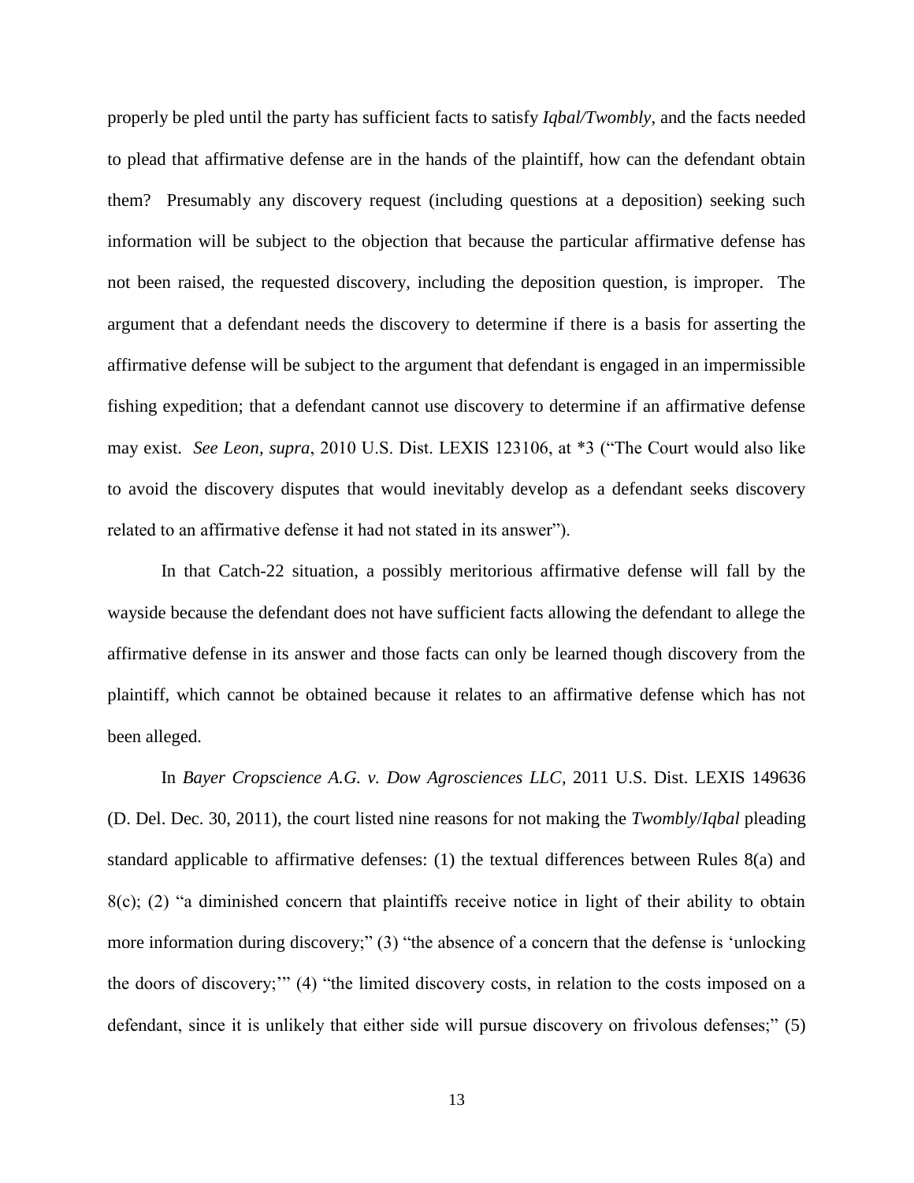properly be pled until the party has sufficient facts to satisfy *Iqbal/Twombly*, and the facts needed to plead that affirmative defense are in the hands of the plaintiff, how can the defendant obtain them? Presumably any discovery request (including questions at a deposition) seeking such information will be subject to the objection that because the particular affirmative defense has not been raised, the requested discovery, including the deposition question, is improper. The argument that a defendant needs the discovery to determine if there is a basis for asserting the affirmative defense will be subject to the argument that defendant is engaged in an impermissible fishing expedition; that a defendant cannot use discovery to determine if an affirmative defense may exist. *See Leon, supra*, 2010 U.S. Dist. LEXIS 123106, at *3 ("The Court would also like to avoid the discovery disputes that would inevitably develop as a defendant seeks discovery related to an affirmative defense it had not stated in its answer").

In that Catch-22 situation, a possibly meritorious affirmative defense will fall by the wayside because the defendant does not have sufficient facts allowing the defendant to allege the affirmative defense in its answer and those facts can only be learned though discovery from the plaintiff, which cannot be obtained because it relates to an affirmative defense which has not been alleged.

In *Bayer Cropscience A.G. v. Dow Agrosciences LLC*, 2011 U.S. Dist. LEXIS 149636 (D. Del. Dec. 30, 2011), the court listed nine reasons for not making the *Twombly*/*Iqbal* pleading standard applicable to affirmative defenses: (1) the textual differences between Rules 8(a) and 8(c); (2) "a diminished concern that plaintiffs receive notice in light of their ability to obtain more information during discovery;" (3) "the absence of a concern that the defense is 'unlocking the doors of discovery;'" (4) "the limited discovery costs, in relation to the costs imposed on a defendant, since it is unlikely that either side will pursue discovery on frivolous defenses;" (5)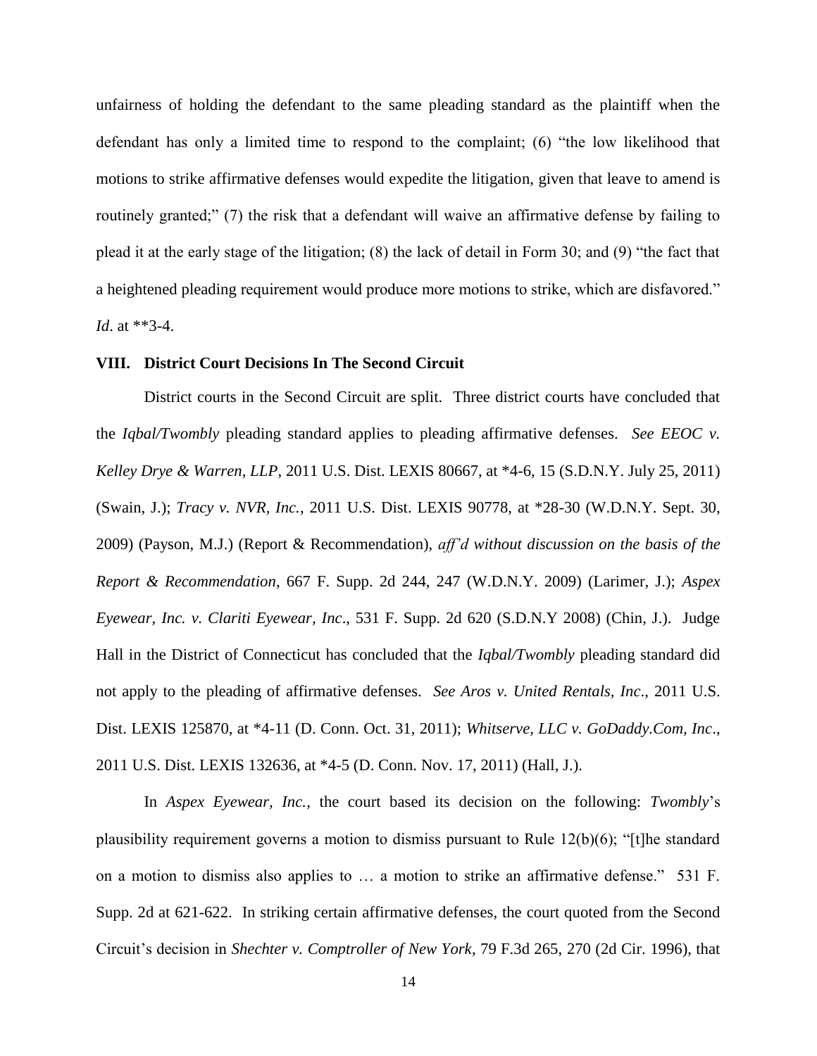unfairness of holding the defendant to the same pleading standard as the plaintiff when the defendant has only a limited time to respond to the complaint; (6) "the low likelihood that motions to strike affirmative defenses would expedite the litigation, given that leave to amend is routinely granted;" (7) the risk that a defendant will waive an affirmative defense by failing to plead it at the early stage of the litigation; (8) the lack of detail in Form 30; and (9) "the fact that a heightened pleading requirement would produce more motions to strike, which are disfavored." *Id*. at **3-4.

## VIII. District Court Decisions In The Second Circuit

District courts in the Second Circuit are split. Three district courts have concluded that the *Iqbal/Twombly* pleading standard applies to pleading affirmative defenses. *See EEOC v. Kelley Drye & Warren, LLP*, 2011 U.S. Dist. LEXIS 80667, at *4-6, 15 (S.D.N.Y. July 25, 2011) (Swain, J.); *Tracy v. NVR, Inc.*, 2011 U.S. Dist. LEXIS 90778, at *28-30 (W.D.N.Y. Sept. 30, 2009) (Payson, M.J.) (Report & Recommendation), *aff'd without discussion on the basis of the Report & Recommendation*, 667 F. Supp. 2d 244, 247 (W.D.N.Y. 2009) (Larimer, J.); *Aspex Eyewear, Inc. v. Clariti Eyewear, Inc*., 531 F. Supp. 2d 620 (S.D.N.Y 2008) (Chin, J.). Judge Hall in the District of Connecticut has concluded that the *Iqbal/Twombly* pleading standard did not apply to the pleading of affirmative defenses. *See Aros v. United Rentals, Inc*., 2011 U.S. Dist. LEXIS 125870, at *4-11 (D. Conn. Oct. 31, 2011); *Whitserve, LLC v. GoDaddy.Com, Inc*., 2011 U.S. Dist. LEXIS 132636, at *4-5 (D. Conn. Nov. 17, 2011) (Hall, J.).

In *Aspex Eyewear, Inc.*, the court based its decision on the following: *Twombly*'s plausibility requirement governs a motion to dismiss pursuant to Rule 12(b)(6); "[t]he standard on a motion to dismiss also applies to … a motion to strike an affirmative defense." 531 F. Supp. 2d at 621-622. In striking certain affirmative defenses, the court quoted from the Second Circuit's decision in *Shechter v. Comptroller of New York*, 79 F.3d 265, 270 (2d Cir. 1996), that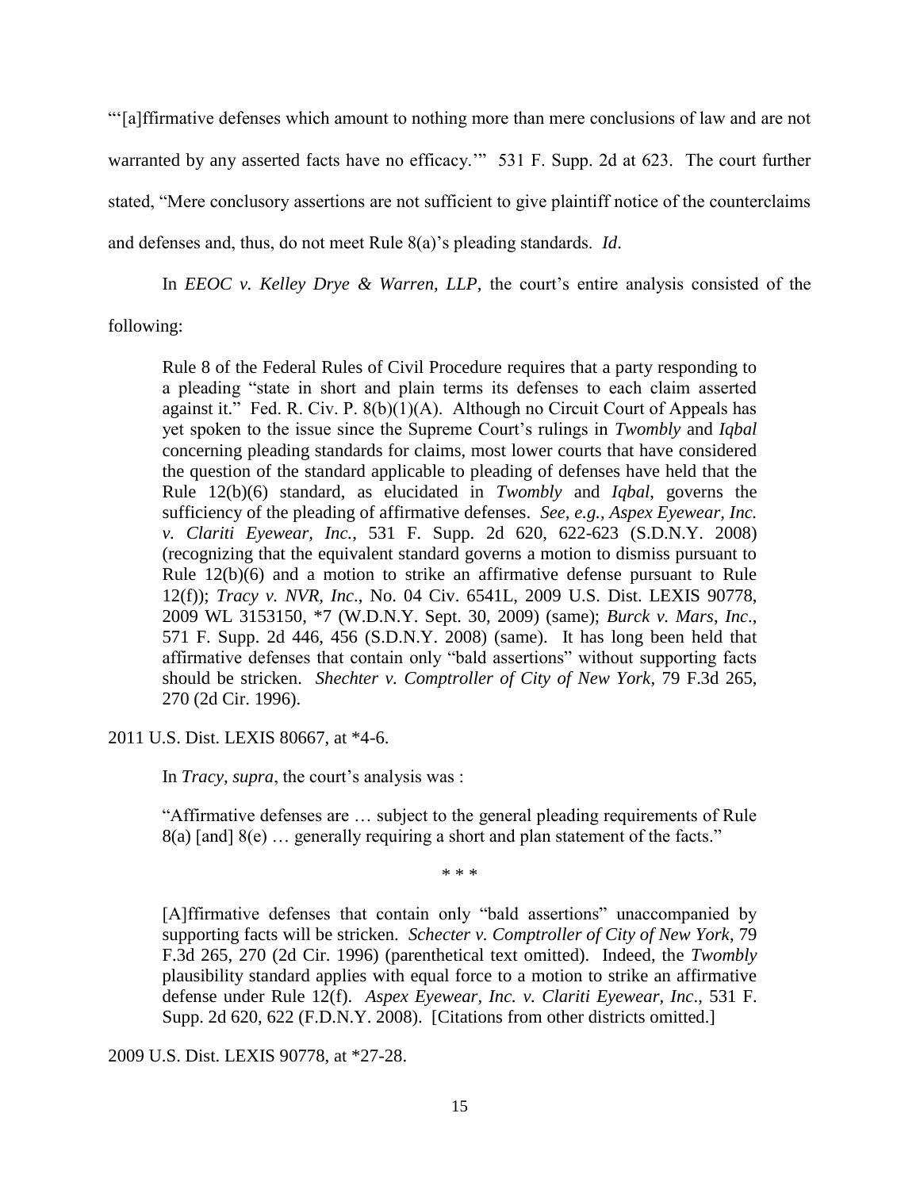"'[a]ffirmative defenses which amount to nothing more than mere conclusions of law and are not warranted by any asserted facts have no efficacy.'" 531 F. Supp. 2d at 623. The court further stated, "Mere conclusory assertions are not sufficient to give plaintiff notice of the counterclaims and defenses and, thus, do not meet Rule 8(a)'s pleading standards. *Id*.

In *EEOC v. Kelley Drye & Warren, LLP*, the court's entire analysis consisted of the following:

> Rule 8 of the Federal Rules of Civil Procedure requires that a party responding to a pleading "state in short and plain terms its defenses to each claim asserted against it." Fed. R. Civ. P. 8(b)(1)(A). Although no Circuit Court of Appeals has yet spoken to the issue since the Supreme Court's rulings in *Twombly* and *Iqbal* concerning pleading standards for claims, most lower courts that have considered the question of the standard applicable to pleading of defenses have held that the Rule 12(b)(6) standard, as elucidated in *Twombly* and *Iqbal*, governs the sufficiency of the pleading of affirmative defenses. *See, e.g., Aspex Eyewear, Inc. v. Clariti Eyewear, Inc.*, 531 F. Supp. 2d 620, 622-623 (S.D.N.Y. 2008) (recognizing that the equivalent standard governs a motion to dismiss pursuant to Rule 12(b)(6) and a motion to strike an affirmative defense pursuant to Rule 12(f)); *Tracy v. NVR, Inc*., No. 04 Civ. 6541L, 2009 U.S. Dist. LEXIS 90778, 2009 WL 3153150, *7 (W.D.N.Y. Sept. 30, 2009) (same); *Burck v. Mars, Inc*., 571 F. Supp. 2d 446, 456 (S.D.N.Y. 2008) (same). It has long been held that affirmative defenses that contain only "bald assertions" without supporting facts should be stricken. *Shechter v. Comptroller of City of New York*, 79 F.3d 265, 270 (2d Cir. 1996).

2011 U.S. Dist. LEXIS 80667, at *4-6.

In *Tracy, supra*, the court's analysis was :

> "Affirmative defenses are … subject to the general pleading requirements of Rule 8(a) [and] 8(e) … generally requiring a short and plan statement of the facts."
>
> \* \* \*
>
> [A]ffirmative defenses that contain only "bald assertions" unaccompanied by supporting facts will be stricken. *Schecter v. Comptroller of City of New York*, 79 F.3d 265, 270 (2d Cir. 1996) (parenthetical text omitted). Indeed, the *Twombly* plausibility standard applies with equal force to a motion to strike an affirmative defense under Rule 12(f). *Aspex Eyewear, Inc. v. Clariti Eyewear, Inc*., 531 F. Supp. 2d 620, 622 (F.D.N.Y. 2008). [Citations from other districts omitted.]

2009 U.S. Dist. LEXIS 90778, at *27-28.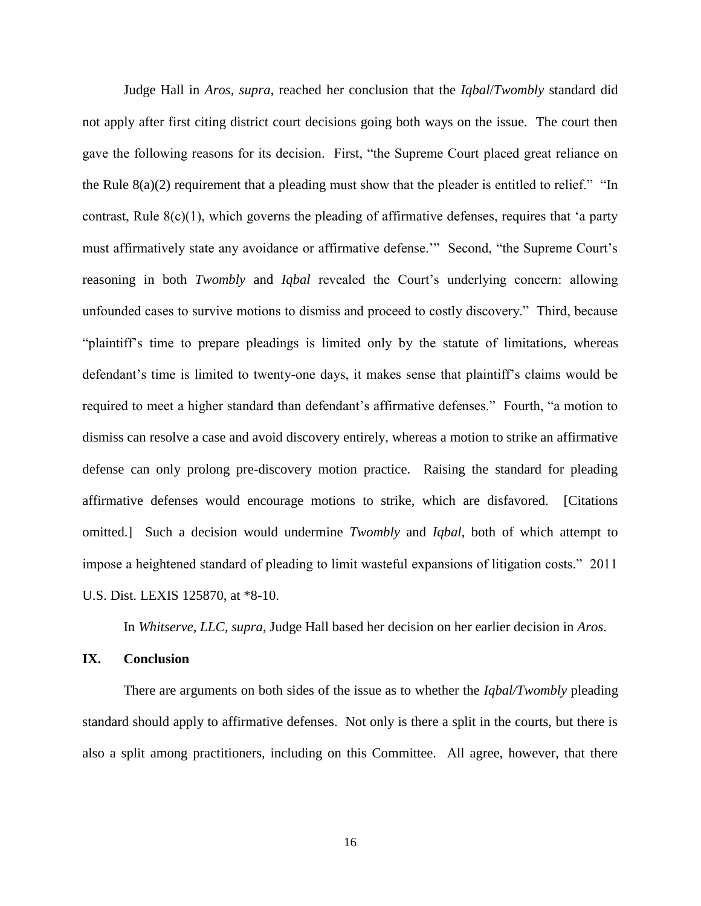Judge Hall in *Aros, supra*, reached her conclusion that the *Iqbal*/*Twombly* standard did not apply after first citing district court decisions going both ways on the issue. The court then gave the following reasons for its decision. First, "the Supreme Court placed great reliance on the Rule 8(a)(2) requirement that a pleading must show that the pleader is entitled to relief." "In contrast, Rule 8(c)(1), which governs the pleading of affirmative defenses, requires that 'a party must affirmatively state any avoidance or affirmative defense.'" Second, "the Supreme Court's reasoning in both *Twombly* and *Iqbal* revealed the Court's underlying concern: allowing unfounded cases to survive motions to dismiss and proceed to costly discovery." Third, because "plaintiff's time to prepare pleadings is limited only by the statute of limitations, whereas defendant's time is limited to twenty-one days, it makes sense that plaintiff's claims would be required to meet a higher standard than defendant's affirmative defenses." Fourth, "a motion to dismiss can resolve a case and avoid discovery entirely, whereas a motion to strike an affirmative defense can only prolong pre-discovery motion practice. Raising the standard for pleading affirmative defenses would encourage motions to strike, which are disfavored. [Citations omitted.] Such a decision would undermine *Twombly* and *Iqbal*, both of which attempt to impose a heightened standard of pleading to limit wasteful expansions of litigation costs." 2011 U.S. Dist. LEXIS 125870, at *8-10.

In *Whitserve, LLC, supra*, Judge Hall based her decision on her earlier decision in *Aros*.

## IX. Conclusion

There are arguments on both sides of the issue as to whether the *Iqbal/Twombly* pleading standard should apply to affirmative defenses. Not only is there a split in the courts, but there is also a split among practitioners, including on this Committee. All agree, however, that there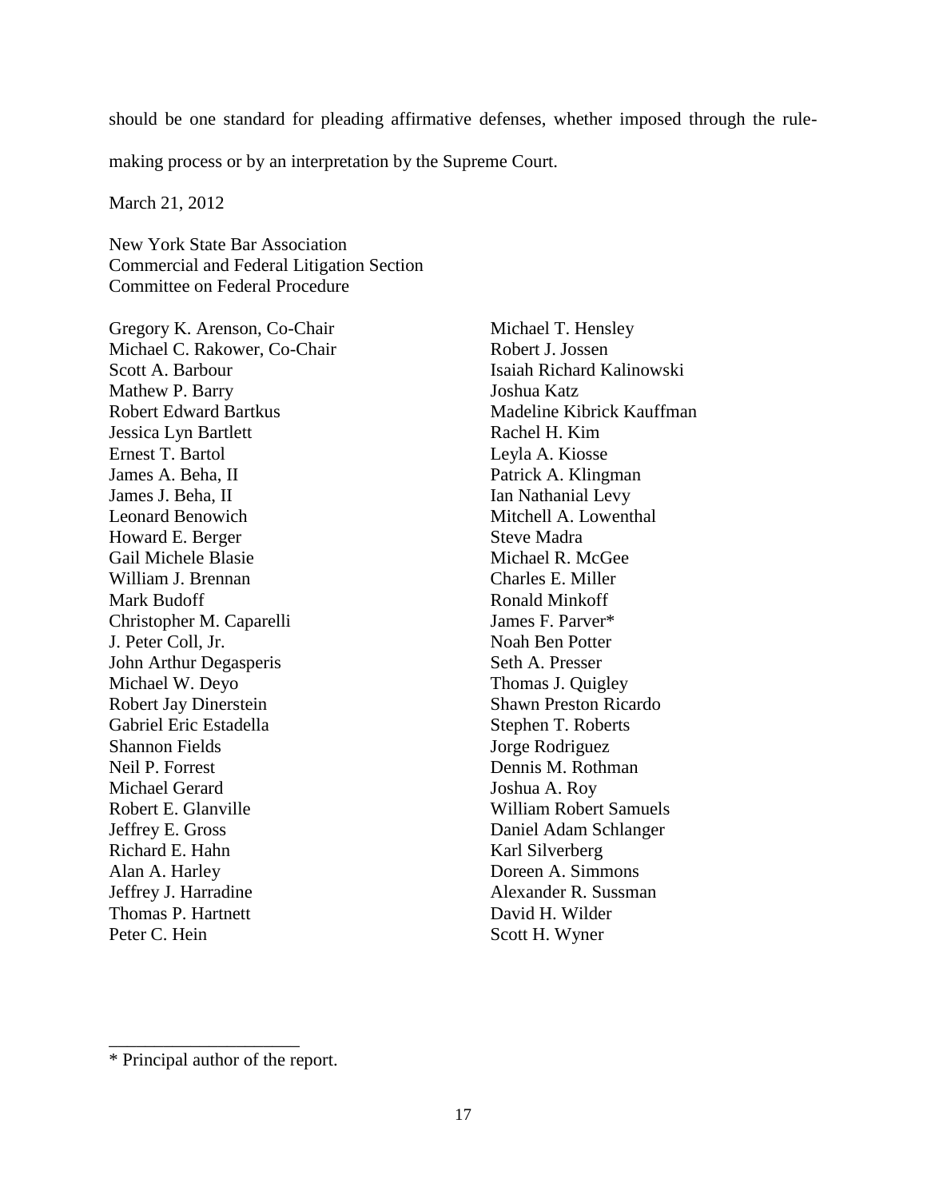should be one standard for pleading affirmative defenses, whether imposed through the rule-making process or by an interpretation by the Supreme Court.

March 21, 2012

New York State Bar Association
Commercial and Federal Litigation Section
Committee on Federal Procedure

Gregory K. Arenson, Co-Chair
Michael C. Rakower, Co-Chair
Scott A. Barbour
Mathew P. Barry
Robert Edward Bartkus
Jessica Lyn Bartlett
Ernest T. Bartol
James A. Beha, II
James J. Beha, II
Leonard Benowich
Howard E. Berger
Gail Michele Blasie
William J. Brennan
Mark Budoff
Christopher M. Caparelli
J. Peter Coll, Jr.
John Arthur Degasperis
Michael W. Deyo
Robert Jay Dinerstein
Gabriel Eric Estadella
Shannon Fields
Neil P. Forrest
Michael Gerard
Robert E. Glanville
Jeffrey E. Gross
Richard E. Hahn
Alan A. Harley
Jeffrey J. Harradine
Thomas P. Hartnett
Peter C. Hein
Michael T. Hensley
Robert J. Jossen
Isaiah Richard Kalinowski
Joshua Katz
Madeline Kibrick Kauffman
Rachel H. Kim
Leyla A. Kiosse
Patrick A. Klingman
Ian Nathanial Levy
Mitchell A. Lowenthal
Steve Madra
Michael R. McGee
Charles E. Miller
Ronald Minkoff
James F. Parver*
Noah Ben Potter
Seth A. Presser
Thomas J. Quigley
Shawn Preston Ricardo
Stephen T. Roberts
Jorge Rodriguez
Dennis M. Rothman
Joshua A. Roy
William Robert Samuels
Daniel Adam Schlanger
Karl Silverberg
Doreen A. Simmons
Alexander R. Sussman
David H. Wilder
Scott H. Wyner

---

* Principal author of the report.